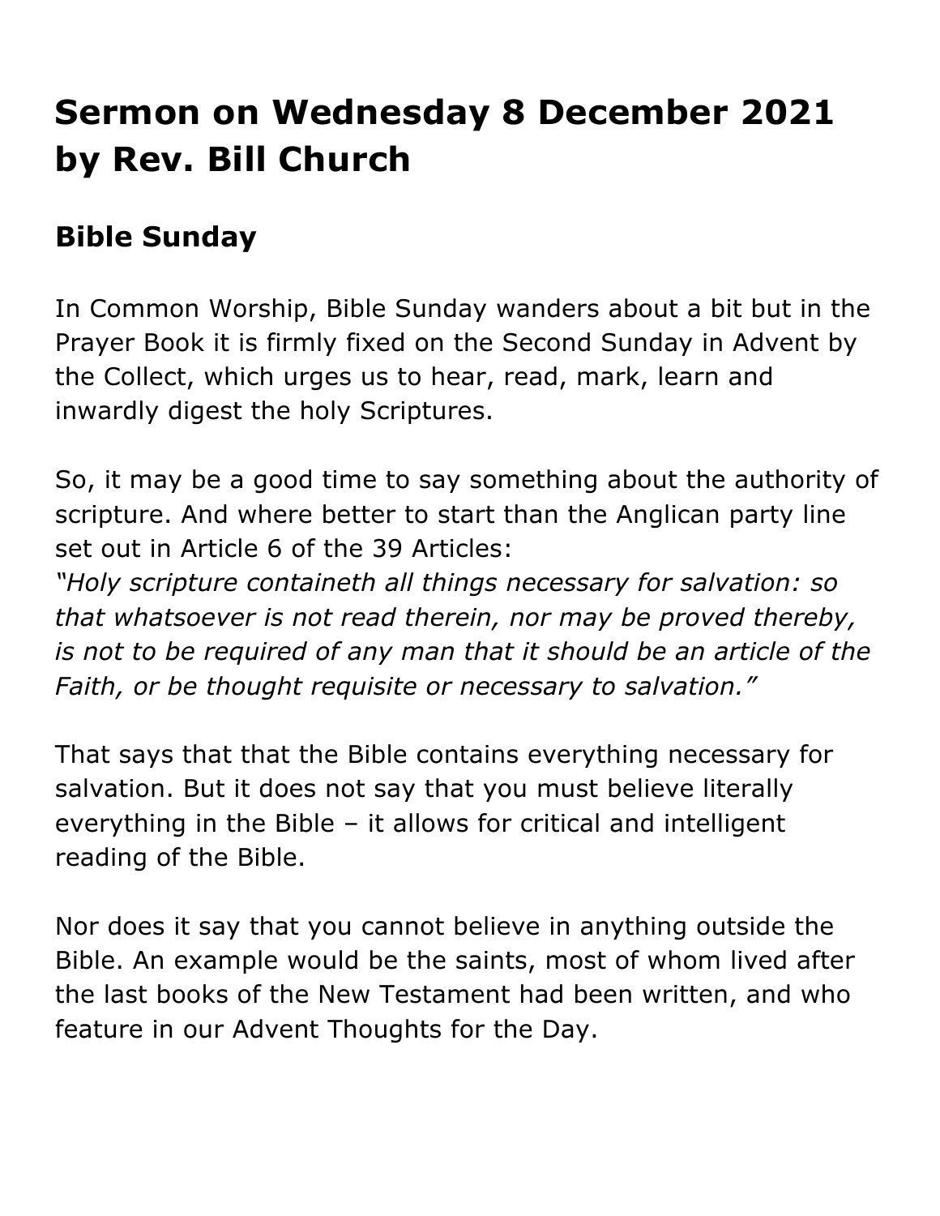# Sermon on Wednesday 8 December 2021 by Rev. Bill Church

## Bible Sunday

In Common Worship, Bible Sunday wanders about a bit but in the Prayer Book it is firmly fixed on the Second Sunday in Advent by the Collect, which urges us to hear, read, mark, learn and inwardly digest the holy Scriptures.

So, it may be a good time to say something about the authority of scripture. And where better to start than the Anglican party line set out in Article 6 of the 39 Articles:
*"Holy scripture containeth all things necessary for salvation: so that whatsoever is not read therein, nor may be proved thereby, is not to be required of any man that it should be an article of the Faith, or be thought requisite or necessary to salvation."*

That says that that the Bible contains everything necessary for salvation. But it does not say that you must believe literally everything in the Bible – it allows for critical and intelligent reading of the Bible.

Nor does it say that you cannot believe in anything outside the Bible. An example would be the saints, most of whom lived after the last books of the New Testament had been written, and who feature in our Advent Thoughts for the Day.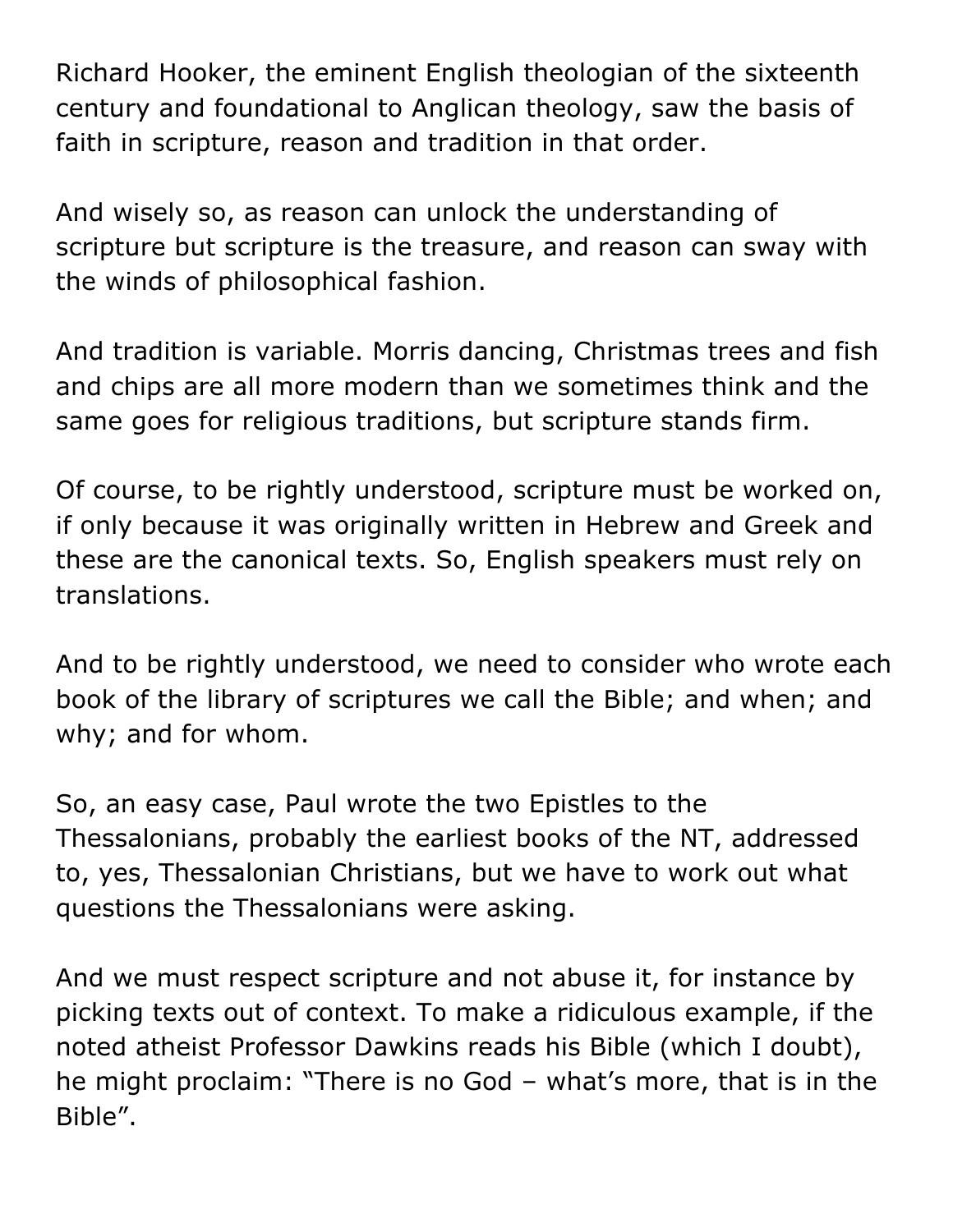Richard Hooker, the eminent English theologian of the sixteenth century and foundational to Anglican theology, saw the basis of faith in scripture, reason and tradition in that order.

And wisely so, as reason can unlock the understanding of scripture but scripture is the treasure, and reason can sway with the winds of philosophical fashion.

And tradition is variable. Morris dancing, Christmas trees and fish and chips are all more modern than we sometimes think and the same goes for religious traditions, but scripture stands firm.

Of course, to be rightly understood, scripture must be worked on, if only because it was originally written in Hebrew and Greek and these are the canonical texts. So, English speakers must rely on translations.

And to be rightly understood, we need to consider who wrote each book of the library of scriptures we call the Bible; and when; and why; and for whom.

So, an easy case, Paul wrote the two Epistles to the Thessalonians, probably the earliest books of the NT, addressed to, yes, Thessalonian Christians, but we have to work out what questions the Thessalonians were asking.

And we must respect scripture and not abuse it, for instance by picking texts out of context. To make a ridiculous example, if the noted atheist Professor Dawkins reads his Bible (which I doubt), he might proclaim: "There is no God – what's more, that is in the Bible".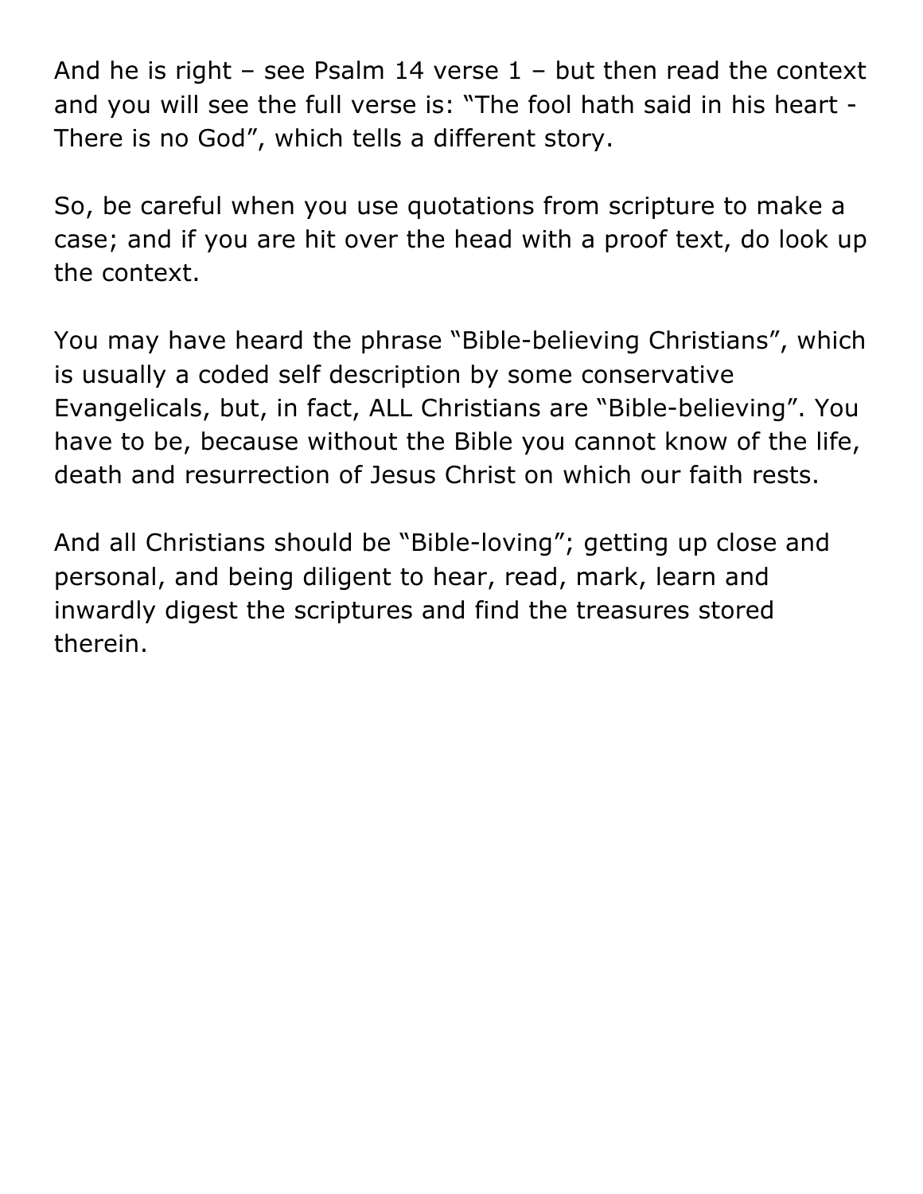And he is right – see Psalm 14 verse 1 – but then read the context and you will see the full verse is: "The fool hath said in his heart - There is no God", which tells a different story.

So, be careful when you use quotations from scripture to make a case; and if you are hit over the head with a proof text, do look up the context.

You may have heard the phrase "Bible-believing Christians", which is usually a coded self description by some conservative Evangelicals, but, in fact, ALL Christians are "Bible-believing". You have to be, because without the Bible you cannot know of the life, death and resurrection of Jesus Christ on which our faith rests.

And all Christians should be "Bible-loving"; getting up close and personal, and being diligent to hear, read, mark, learn and inwardly digest the scriptures and find the treasures stored therein.